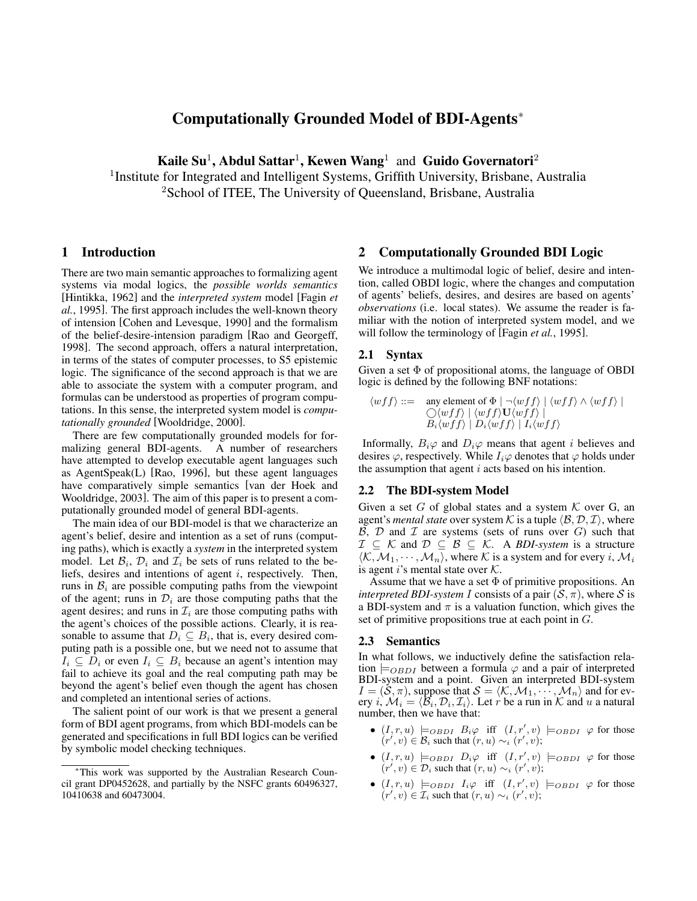# Computationally Grounded Model of BDI-Agents*

**Kaile Su**[1], **Abdul Sattar**[1], **Kewen Wang**[1] and **Guido Governatori**[2]

[1]Institute for Integrated and Intelligent Systems, Griffith University, Brisbane, Australia

[2]School of ITEE, The University of Queensland, Brisbane, Australia

## 1 Introduction

There are two main semantic approaches to formalizing agent systems via modal logics, the *possible worlds semantics* [Hintikka, 1962] and the *interpreted system* model [Fagin *et al.*, 1995]. The first approach includes the well-known theory of intension [Cohen and Levesque, 1990] and the formalism of the belief-desire-intension paradigm [Rao and Georgeff, 1998]. The second approach, offers a natural interpretation, in terms of the states of computer processes, to S5 epistemic logic. The significance of the second approach is that we are able to associate the system with a computer program, and formulas can be understood as properties of program computations. In this sense, the interpreted system model is *computationally grounded* [Wooldridge, 2000].

There are few computationally grounded models for formalizing general BDI-agents. A number of researchers have attempted to develop executable agent languages such as AgentSpeak(L) [Rao, 1996], but these agent languages have comparatively simple semantics [van der Hoek and Wooldridge, 2003]. The aim of this paper is to present a computationally grounded model of general BDI-agents.

The main idea of our BDI-model is that we characterize an agent's belief, desire and intention as a set of runs (computing paths), which is exactly a *system* in the interpreted system model. Let $\mathcal{B}_i$, $\mathcal{D}_i$ and $\mathcal{I}_i$ be sets of runs related to the beliefs, desires and intentions of agent $i$, respectively. Then, runs in $\mathcal{B}_i$ are possible computing paths from the viewpoint of the agent; runs in $\mathcal{D}_i$ are those computing paths that the agent desires; and runs in $\mathcal{I}_i$ are those computing paths with the agent's choices of the possible actions. Clearly, it is reasonable to assume that $D_i \subseteq B_i$, that is, every desired computing path is a possible one, but we need not to assume that $I_i \subseteq D_i$ or even $I_i \subseteq B_i$ because an agent's intention may fail to achieve its goal and the real computing path may be beyond the agent's belief even though the agent has chosen and completed an intentional series of actions.

The salient point of our work is that we present a general form of BDI agent programs, from which BDI-models can be generated and specifications in full BDI logics can be verified by symbolic model checking techniques.

*This work was supported by the Australian Research Council grant DP0452628, and partially by the NSFC grants 60496327, 10410638 and 60473004.

## 2 Computationally Grounded BDI Logic

We introduce a multimodal logic of belief, desire and intention, called OBDI logic, where the changes and computation of agents' beliefs, desires, and desires are based on agents' *observations* (i.e. local states). We assume the reader is familiar with the notion of interpreted system model, and we will follow the terminology of [Fagin *et al.*, 1995].

### 2.1 Syntax

Given a set $\Phi$ of propositional atoms, the language of OBDI logic is defined by the following BNF notations:

$$\begin{aligned}\langle wff\rangle ::= \ & \text{any element of } \Phi \mid \neg\langle wff\rangle \mid \langle wff\rangle \wedge \langle wff\rangle \mid \\ & \bigcirc\langle wff\rangle \mid \langle wff\rangle \mathbf{U} \langle wff\rangle \mid \\ & B_i\langle wff\rangle \mid D_i\langle wff\rangle \mid I_i\langle wff\rangle\end{aligned}$$

Informally, $B_i\varphi$ and $D_i\varphi$ means that agent $i$ believes and desires $\varphi$, respectively. While $I_i\varphi$ denotes that $\varphi$ holds under the assumption that agent $i$ acts based on his intention.

### 2.2 The BDI-system Model

Given a set $G$ of global states and a system $\mathcal{K}$ over G, an agent's *mental state* over system $\mathcal{K}$ is a tuple $\langle \mathcal{B}, \mathcal{D}, \mathcal{I}\rangle$, where $\mathcal{B}$, $\mathcal{D}$ and $\mathcal{I}$ are systems (sets of runs over $G$) such that $\mathcal{I} \subseteq \mathcal{K}$ and $\mathcal{D} \subseteq \mathcal{B} \subseteq \mathcal{K}$. A ***BDI-system*** is a structure $\langle \mathcal{K}, \mathcal{M}_1, \cdots, \mathcal{M}_n\rangle$, where $\mathcal{K}$ is a system and for every $i$, $\mathcal{M}_i$ is agent $i$'s mental state over $\mathcal{K}$.

Assume that we have a set $\Phi$ of primitive propositions. An *interpreted BDI-system* $I$ consists of a pair $(\mathcal{S}, \pi)$, where $\mathcal{S}$ is a BDI-system and $\pi$ is a valuation function, which gives the set of primitive propositions true at each point in $G$.

### 2.3 Semantics

In what follows, we inductively define the satisfaction relation $\models_{OBDI}$ between a formula $\varphi$ and a pair of interpreted BDI-system and a point. Given an interpreted BDI-system $I = (\mathcal{S}, \pi)$, suppose that $\mathcal{S} = \langle \mathcal{K}, \mathcal{M}_1, \cdots, \mathcal{M}_n\rangle$ and for every $i$, $\mathcal{M}_i = \langle \mathcal{B}_i, \mathcal{D}_i, \mathcal{I}_i\rangle$. Let $r$ be a run in $\mathcal{K}$ and $u$ a natural number, then we have that:

- $(I, r, u) \models_{OBDI} B_i\varphi$ iff $(I, r', v) \models_{OBDI} \varphi$ for those $(r', v) \in \mathcal{B}_i$ such that $(r, u) \sim_i (r', v)$;
- $(I, r, u) \models_{OBDI} D_i\varphi$ iff $(I, r', v) \models_{OBDI} \varphi$ for those $(r', v) \in \mathcal{D}_i$ such that $(r, u) \sim_i (r', v)$;
- $(I, r, u) \models_{OBDI} I_i\varphi$ iff $(I, r', v) \models_{OBDI} \varphi$ for those $(r', v) \in \mathcal{I}_i$ such that $(r, u) \sim_i (r', v)$;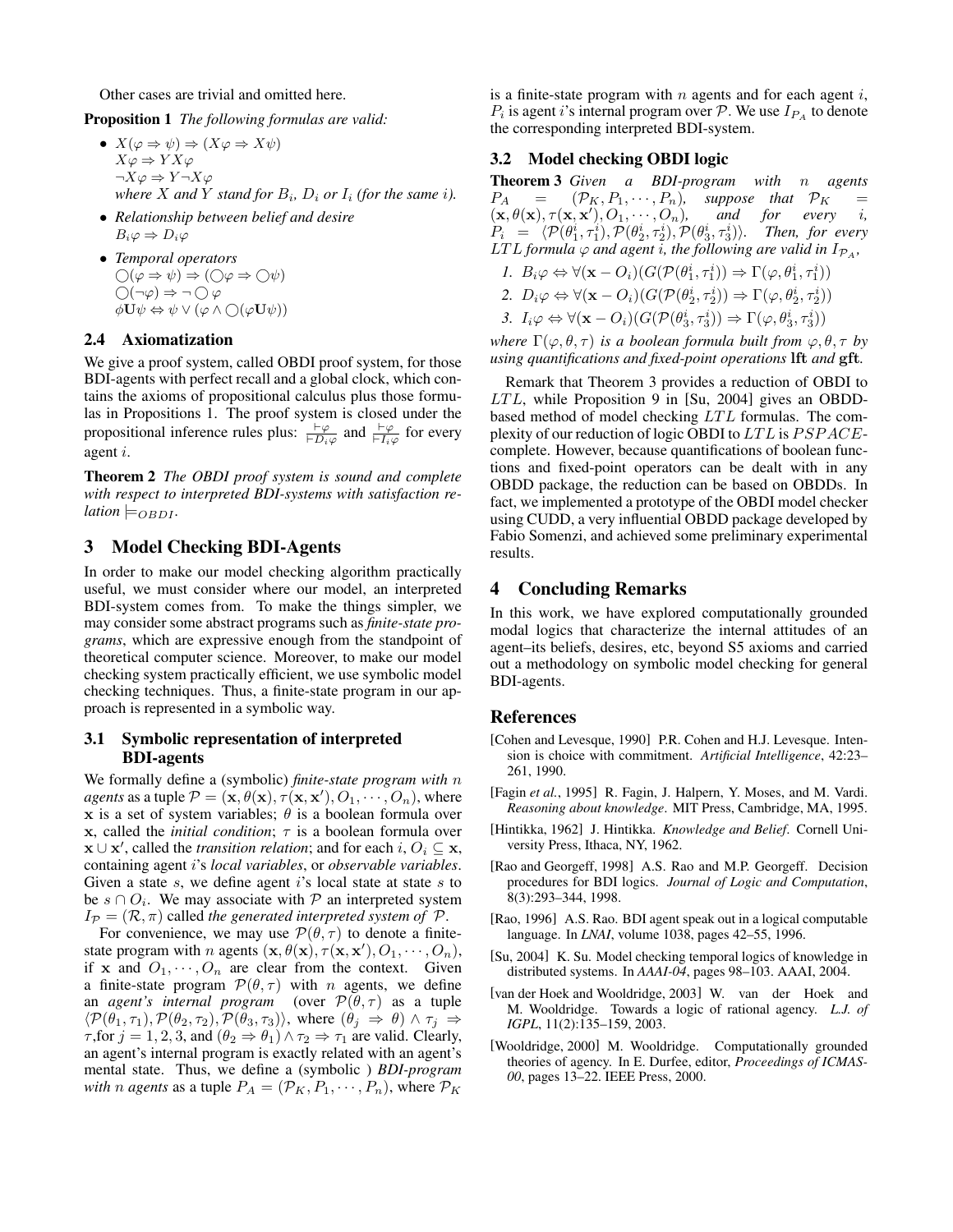Other cases are trivial and omitted here.

**Proposition 1** *The following formulas are valid:*

- $X(\varphi \Rightarrow \psi) \Rightarrow (X\varphi \Rightarrow X\psi)$
  $X\varphi \Rightarrow YX\varphi$
  $\neg X\varphi \Rightarrow Y\neg X\varphi$
  *where $X$ and $Y$ stand for $B_i$, $D_i$ or $I_i$ (for the same $i$).*
- *Relationship between belief and desire*
  $B_i\varphi \Rightarrow D_i\varphi$
- *Temporal operators*
  $\bigcirc(\varphi \Rightarrow \psi) \Rightarrow (\bigcirc\varphi \Rightarrow \bigcirc\psi)$
  $\bigcirc(\neg\varphi) \Rightarrow \neg\bigcirc\varphi$
  $\phi\mathbf{U}\psi \Leftrightarrow \psi \vee (\varphi \wedge \bigcirc(\varphi\mathbf{U}\psi))$

### 2.4 Axiomatization

We give a proof system, called OBDI proof system, for those BDI-agents with perfect recall and a global clock, which contains the axioms of propositional calculus plus those formulas in Propositions 1. The proof system is closed under the propositional inference rules plus: $\frac{\vdash\varphi}{\vdash D_i\varphi}$ and $\frac{\vdash\varphi}{\vdash I_i\varphi}$ for every agent $i$.

**Theorem 2** *The OBDI proof system is sound and complete with respect to interpreted BDI-systems with satisfaction relation $\models_{OBDI}$.*

## 3 Model Checking BDI-Agents

In order to make our model checking algorithm practically useful, we must consider where our model, an interpreted BDI-system comes from. To make the things simpler, we may consider some abstract programs such as *finite-state programs*, which are expressive enough from the standpoint of theoretical computer science. Moreover, to make our model checking system practically efficient, we use symbolic model checking techniques. Thus, a finite-state program in our approach is represented in a symbolic way.

### 3.1 Symbolic representation of interpreted BDI-agents

We formally define a (symbolic) *finite-state program with $n$ agents* as a tuple $\mathcal{P} = (\mathbf{x}, \theta(\mathbf{x}), \tau(\mathbf{x}, \mathbf{x}'), O_1, \cdots, O_n)$, where $\mathbf{x}$ is a set of system variables; $\theta$ is a boolean formula over $\mathbf{x}$, called the *initial condition*; $\tau$ is a boolean formula over $\mathbf{x} \cup \mathbf{x}'$, called the *transition relation*; and for each $i$, $O_i \subseteq \mathbf{x}$, containing agent $i$'s *local variables*, or *observable variables*. Given a state $s$, we define agent $i$'s local state at state $s$ to be $s \cap O_i$. We may associate with $\mathcal{P}$ an interpreted system $I_{\mathcal{P}} = (\mathcal{R}, \pi)$ called *the generated interpreted system of $\mathcal{P}$*.

For convenience, we may use $\mathcal{P}(\theta, \tau)$ to denote a finite-state program with $n$ agents $(\mathbf{x}, \theta(\mathbf{x}), \tau(\mathbf{x}, \mathbf{x}'), O_1, \cdots, O_n)$, if $\mathbf{x}$ and $O_1, \cdots, O_n$ are clear from the context. Given a finite-state program $\mathcal{P}(\theta, \tau)$ with $n$ agents, we define an *agent's internal program* (over $\mathcal{P}(\theta, \tau)$ as a tuple $\langle\mathcal{P}(\theta_1, \tau_1), \mathcal{P}(\theta_2, \tau_2), \mathcal{P}(\theta_3, \tau_3)\rangle$, where $(\theta_j \Rightarrow \theta) \wedge \tau_j \Rightarrow \tau$,for $j = 1, 2, 3$, and $(\theta_2 \Rightarrow \theta_1) \wedge \tau_2 \Rightarrow \tau_1$ are valid. Clearly, an agent's internal program is exactly related with an agent's mental state. Thus, we define a (symbolic ) *BDI-program with $n$ agents* as a tuple $P_A = (\mathcal{P}_K, P_1, \cdots, P_n)$, where $\mathcal{P}_K$ is a finite-state program with $n$ agents and for each agent $i$, $P_i$ is agent $i$'s internal program over $\mathcal{P}$. We use $I_{P_A}$ to denote the corresponding interpreted BDI-system.

### 3.2 Model checking OBDI logic

**Theorem 3** *Given a BDI-program with $n$ agents $P_A = (\mathcal{P}_K, P_1, \cdots, P_n)$, suppose that $\mathcal{P}_K = (\mathbf{x}, \theta(\mathbf{x}), \tau(\mathbf{x}, \mathbf{x}'), O_1, \cdots, O_n)$, and for every $i$, $P_i = \langle\mathcal{P}(\theta_1^i, \tau_1^i), \mathcal{P}(\theta_2^i, \tau_2^i), \mathcal{P}(\theta_3^i, \tau_3^i)\rangle$. Then, for every $LTL$ formula $\varphi$ and agent $i$, the following are valid in $I_{\mathcal{P}_A}$,*

1. $B_i\varphi \Leftrightarrow \forall(\mathbf{x} - O_i)(G(\mathcal{P}(\theta_1^i, \tau_1^i)) \Rightarrow \Gamma(\varphi, \theta_1^i, \tau_1^i))$
2. $D_i\varphi \Leftrightarrow \forall(\mathbf{x} - O_i)(G(\mathcal{P}(\theta_2^i, \tau_2^i)) \Rightarrow \Gamma(\varphi, \theta_2^i, \tau_2^i))$
3. $I_i\varphi \Leftrightarrow \forall(\mathbf{x} - O_i)(G(\mathcal{P}(\theta_3^i, \tau_3^i)) \Rightarrow \Gamma(\varphi, \theta_3^i, \tau_3^i))$

*where $\Gamma(\varphi, \theta, \tau)$ is a boolean formula built from $\varphi, \theta, \tau$ by using quantifications and fixed-point operations* **lft** *and* **gft**.

Remark that Theorem 3 provides a reduction of OBDI to $LTL$, while Proposition 9 in [Su, 2004] gives an OBDD-based method of model checking $LTL$ formulas. The complexity of our reduction of logic OBDI to $LTL$ is $PSPACE$-complete. However, because quantifications of boolean functions and fixed-point operators can be dealt with in any OBDD package, the reduction can be based on OBDDs. In fact, we implemented a prototype of the OBDI model checker using CUDD, a very influential OBDD package developed by Fabio Somenzi, and achieved some preliminary experimental results.

## 4 Concluding Remarks

In this work, we have explored computationally grounded modal logics that characterize the internal attitudes of an agent–its beliefs, desires, etc, beyond S5 axioms and carried out a methodology on symbolic model checking for general BDI-agents.

## References

[Cohen and Levesque, 1990] P.R. Cohen and H.J. Levesque. Intension is choice with commitment. *Artificial Intelligence*, 42:23–261, 1990.

[Fagin *et al.*, 1995] R. Fagin, J. Halpern, Y. Moses, and M. Vardi. *Reasoning about knowledge*. MIT Press, Cambridge, MA, 1995.

[Hintikka, 1962] J. Hintikka. *Knowledge and Belief*. Cornell University Press, Ithaca, NY, 1962.

[Rao and Georgeff, 1998] A.S. Rao and M.P. Georgeff. Decision procedures for BDI logics. *Journal of Logic and Computation*, 8(3):293–344, 1998.

[Rao, 1996] A.S. Rao. BDI agent speak out in a logical computable language. In *LNAI*, volume 1038, pages 42–55, 1996.

[Su, 2004] K. Su. Model checking temporal logics of knowledge in distributed systems. In *AAAI-04*, pages 98–103. AAAI, 2004.

[van der Hoek and Wooldridge, 2003] W. van der Hoek and M. Wooldridge. Towards a logic of rational agency. *L.J. of IGPL*, 11(2):135–159, 2003.

[Wooldridge, 2000] M. Wooldridge. Computationally grounded theories of agency. In E. Durfee, editor, *Proceedings of ICMAS-00*, pages 13–22. IEEE Press, 2000.